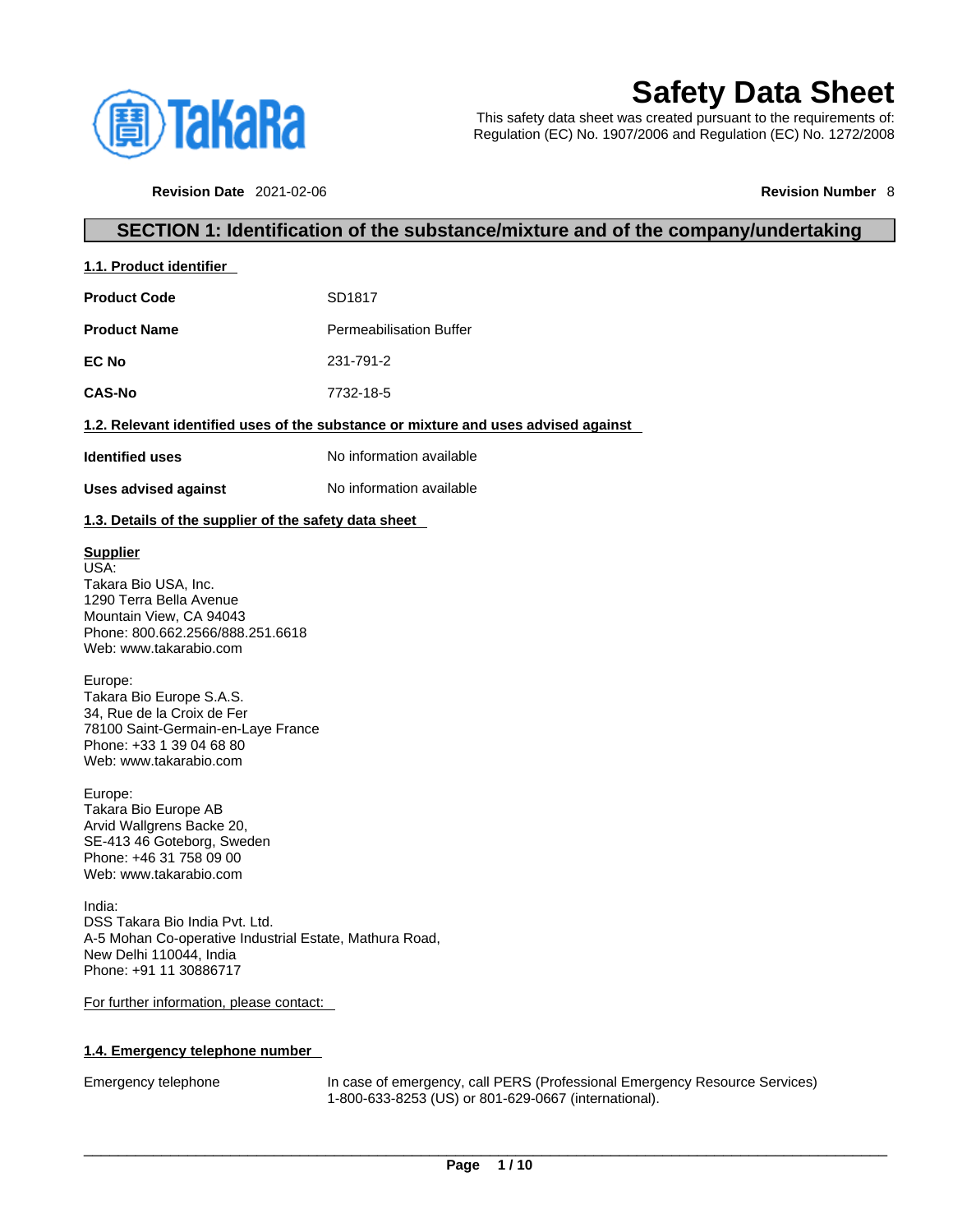# Safety Data Sheet

This safety data sheet was created pursuant to the requirements of:
Regulation (EC) No. 1907/2006 and Regulation (EC) No. 1272/2008

**Revision Date** 2021-02-06 **Revision Number** 8

## SECTION 1: Identification of the substance/mixture and of the company/undertaking

### 1.1. Product identifier

| | |
|---|---|
| **Product Code** | SD1817 |
| **Product Name** | Permeabilisation Buffer |
| **EC No** | 231-791-2 |
| **CAS-No** | 7732-18-5 |

### 1.2. Relevant identified uses of the substance or mixture and uses advised against

| | |
|---|---|
| **Identified uses** | No information available |
| **Uses advised against** | No information available |

### 1.3. Details of the supplier of the safety data sheet

**Supplier**
USA:
Takara Bio USA, Inc.
1290 Terra Bella Avenue
Mountain View, CA 94043
Phone: 800.662.2566/888.251.6618
Web: www.takarabio.com

Europe:
Takara Bio Europe S.A.S.
34, Rue de la Croix de Fer
78100 Saint-Germain-en-Laye France
Phone: +33 1 39 04 68 80
Web: www.takarabio.com

Europe:
Takara Bio Europe AB
Arvid Wallgrens Backe 20,
SE-413 46 Goteborg, Sweden
Phone: +46 31 758 09 00
Web: www.takarabio.com

India:
DSS Takara Bio India Pvt. Ltd.
A-5 Mohan Co-operative Industrial Estate, Mathura Road,
New Delhi 110044, India
Phone: +91 11 30886717

For further information, please contact:

### 1.4. Emergency telephone number

| | |
|---|---|
| Emergency telephone | In case of emergency, call PERS (Professional Emergency Resource Services) 1-800-633-8253 (US) or 801-629-0667 (international). |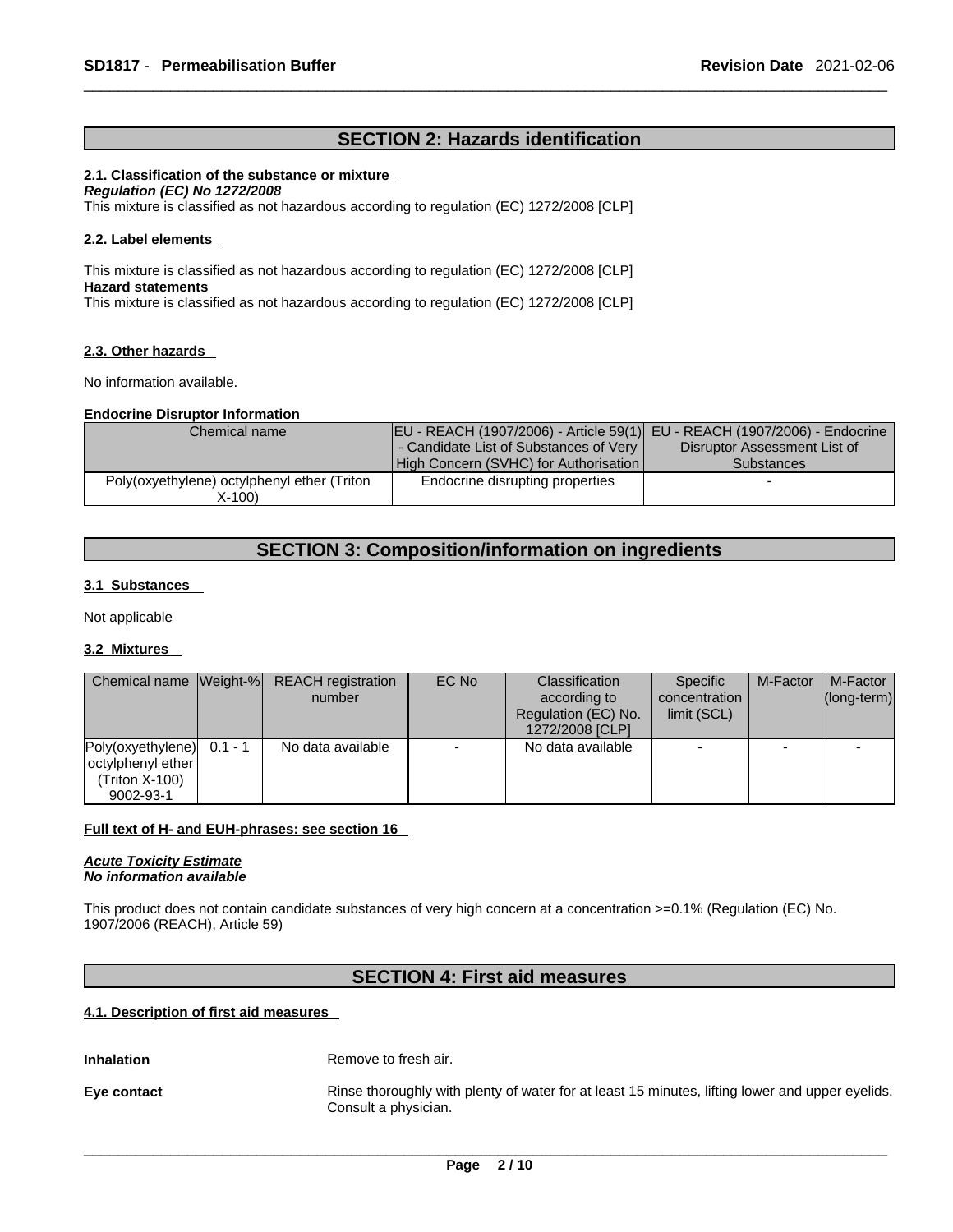## SECTION 2: Hazards identification

### 2.1. Classification of the substance or mixture

***Regulation (EC) No 1272/2008***

This mixture is classified as not hazardous according to regulation (EC) 1272/2008 [CLP]

### 2.2. Label elements

This mixture is classified as not hazardous according to regulation (EC) 1272/2008 [CLP]

**Hazard statements**

This mixture is classified as not hazardous according to regulation (EC) 1272/2008 [CLP]

### 2.3. Other hazards

No information available.

**Endocrine Disruptor Information**

| Chemical name | EU - REACH (1907/2006) - Article 59(1) - Candidate List of Substances of Very High Concern (SVHC) for Authorisation | EU - REACH (1907/2006) - Endocrine Disruptor Assessment List of Substances |
|---|---|---|
| Poly(oxyethylene) octylphenyl ether (Triton X-100) | Endocrine disrupting properties | - |

## SECTION 3: Composition/information on ingredients

### 3.1 Substances

Not applicable

### 3.2 Mixtures

| Chemical name | Weight-% | REACH registration number | EC No | Classification according to Regulation (EC) No. 1272/2008 [CLP] | Specific concentration limit (SCL) | M-Factor | M-Factor (long-term) |
|---|---|---|---|---|---|---|---|
| Poly(oxyethylene) octylphenyl ether (Triton X-100) 9002-93-1 | 0.1 - 1 | No data available | - | No data available | - | - | - |

**Full text of H- and EUH-phrases: see section 16**

***Acute Toxicity Estimate***

***No information available***

This product does not contain candidate substances of very high concern at a concentration >=0.1% (Regulation (EC) No. 1907/2006 (REACH), Article 59)

## SECTION 4: First aid measures

### 4.1. Description of first aid measures

**Inhalation** Remove to fresh air.

**Eye contact** Rinse thoroughly with plenty of water for at least 15 minutes, lifting lower and upper eyelids. Consult a physician.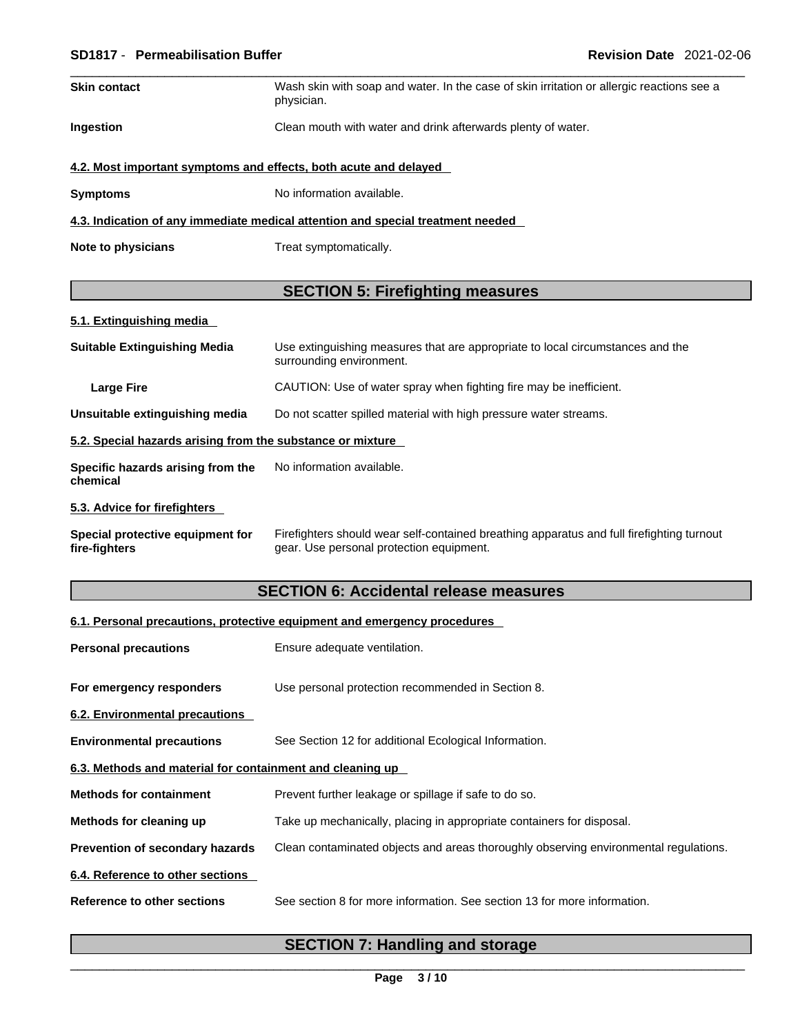| | |
|---|---|
| **Skin contact** | Wash skin with soap and water. In the case of skin irritation or allergic reactions see a physician. |
| **Ingestion** | Clean mouth with water and drink afterwards plenty of water. |

**4.2. Most important symptoms and effects, both acute and delayed**

| | |
|---|---|
| **Symptoms** | No information available. |

**4.3. Indication of any immediate medical attention and special treatment needed**

| | |
|---|---|
| **Note to physicians** | Treat symptomatically. |

## SECTION 5: Firefighting measures

**5.1. Extinguishing media**

| | |
|---|---|
| **Suitable Extinguishing Media** | Use extinguishing measures that are appropriate to local circumstances and the surrounding environment. |
| **Large Fire** | CAUTION: Use of water spray when fighting fire may be inefficient. |
| **Unsuitable extinguishing media** | Do not scatter spilled material with high pressure water streams. |

**5.2. Special hazards arising from the substance or mixture**

| | |
|---|---|
| **Specific hazards arising from the chemical** | No information available. |

**5.3. Advice for firefighters**

| | |
|---|---|
| **Special protective equipment for fire-fighters** | Firefighters should wear self-contained breathing apparatus and full firefighting turnout gear. Use personal protection equipment. |

## SECTION 6: Accidental release measures

**6.1. Personal precautions, protective equipment and emergency procedures**

| | |
|---|---|
| **Personal precautions** | Ensure adequate ventilation. |
| **For emergency responders** | Use personal protection recommended in Section 8. |

**6.2. Environmental precautions**

| | |
|---|---|
| **Environmental precautions** | See Section 12 for additional Ecological Information. |

**6.3. Methods and material for containment and cleaning up**

| | |
|---|---|
| **Methods for containment** | Prevent further leakage or spillage if safe to do so. |
| **Methods for cleaning up** | Take up mechanically, placing in appropriate containers for disposal. |
| **Prevention of secondary hazards** | Clean contaminated objects and areas thoroughly observing environmental regulations. |

**6.4. Reference to other sections**

| | |
|---|---|
| **Reference to other sections** | See section 8 for more information. See section 13 for more information. |

## SECTION 7: Handling and storage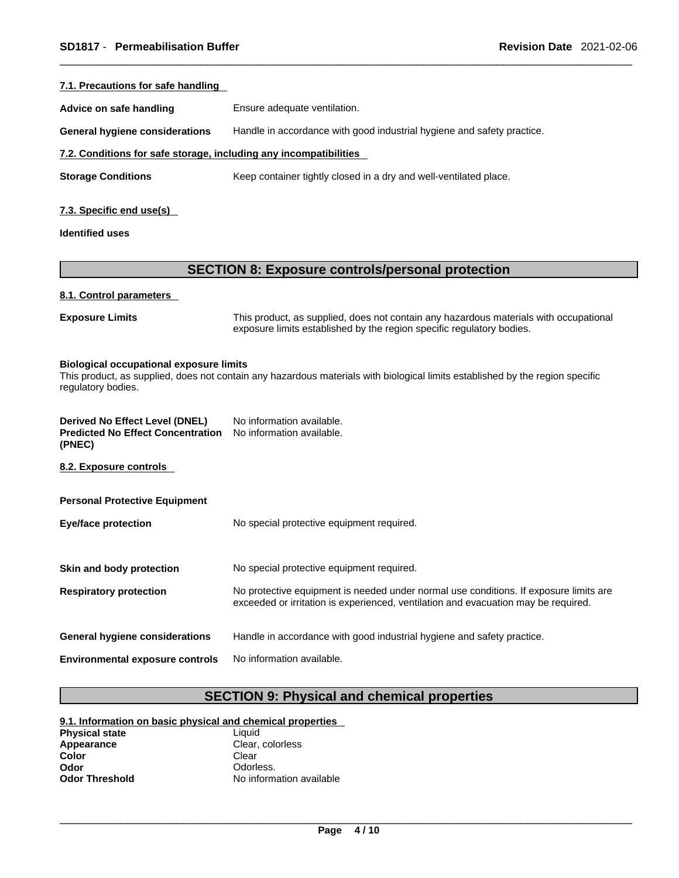### 7.1. Precautions for safe handling

**Advice on safe handling** Ensure adequate ventilation.

**General hygiene considerations** Handle in accordance with good industrial hygiene and safety practice.

### 7.2. Conditions for safe storage, including any incompatibilities

**Storage Conditions** Keep container tightly closed in a dry and well-ventilated place.

### 7.3. Specific end use(s)

**Identified uses**

## SECTION 8: Exposure controls/personal protection

### 8.1. Control parameters

**Exposure Limits** This product, as supplied, does not contain any hazardous materials with occupational exposure limits established by the region specific regulatory bodies.

**Biological occupational exposure limits**
This product, as supplied, does not contain any hazardous materials with biological limits established by the region specific regulatory bodies.

**Derived No Effect Level (DNEL)** No information available.
**Predicted No Effect Concentration (PNEC)** No information available.

### 8.2. Exposure controls

**Personal Protective Equipment**

**Eye/face protection** No special protective equipment required.

**Skin and body protection** No special protective equipment required.

**Respiratory protection** No protective equipment is needed under normal use conditions. If exposure limits are exceeded or irritation is experienced, ventilation and evacuation may be required.

**General hygiene considerations** Handle in accordance with good industrial hygiene and safety practice.

**Environmental exposure controls** No information available.

## SECTION 9: Physical and chemical properties

### 9.1. Information on basic physical and chemical properties

**Physical state** Liquid
**Appearance** Clear, colorless
**Color** Clear
**Odor** Odorless.
**Odor Threshold** No information available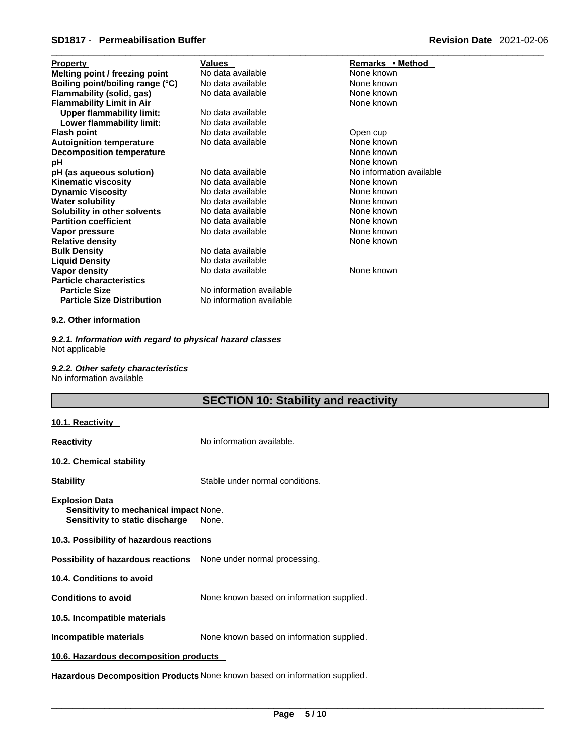| Property | Values | Remarks • Method |
|---|---|---|
| **Melting point / freezing point** | No data available | None known |
| **Boiling point/boiling range (°C)** | No data available | None known |
| **Flammability (solid, gas)** | No data available | None known |
| **Flammability Limit in Air** | | None known |
| **Upper flammability limit:** | No data available | |
| **Lower flammability limit:** | No data available | |
| **Flash point** | No data available | Open cup |
| **Autoignition temperature** | No data available | None known |
| **Decomposition temperature** | | None known |
| **pH** | | None known |
| **pH (as aqueous solution)** | No data available | No information available |
| **Kinematic viscosity** | No data available | None known |
| **Dynamic Viscosity** | No data available | None known |
| **Water solubility** | No data available | None known |
| **Solubility in other solvents** | No data available | None known |
| **Partition coefficient** | No data available | None known |
| **Vapor pressure** | No data available | None known |
| **Relative density** | | None known |
| **Bulk Density** | No data available | |
| **Liquid Density** | No data available | |
| **Vapor density** | No data available | None known |
| **Particle characteristics** | | |
| **Particle Size** | No information available | |
| **Particle Size Distribution** | No information available | |

**9.2. Other information**

***9.2.1. Information with regard to physical hazard classes***
Not applicable

***9.2.2. Other safety characteristics***
No information available

## SECTION 10: Stability and reactivity

**10.1. Reactivity**

**Reactivity** No information available.

**10.2. Chemical stability**

**Stability** Stable under normal conditions.

**Explosion Data**
**Sensitivity to mechanical impact** None.
**Sensitivity to static discharge** None.

**10.3. Possibility of hazardous reactions**

**Possibility of hazardous reactions** None under normal processing.

**10.4. Conditions to avoid**

**Conditions to avoid** None known based on information supplied.

**10.5. Incompatible materials**

**Incompatible materials** None known based on information supplied.

**10.6. Hazardous decomposition products**

**Hazardous Decomposition Products** None known based on information supplied.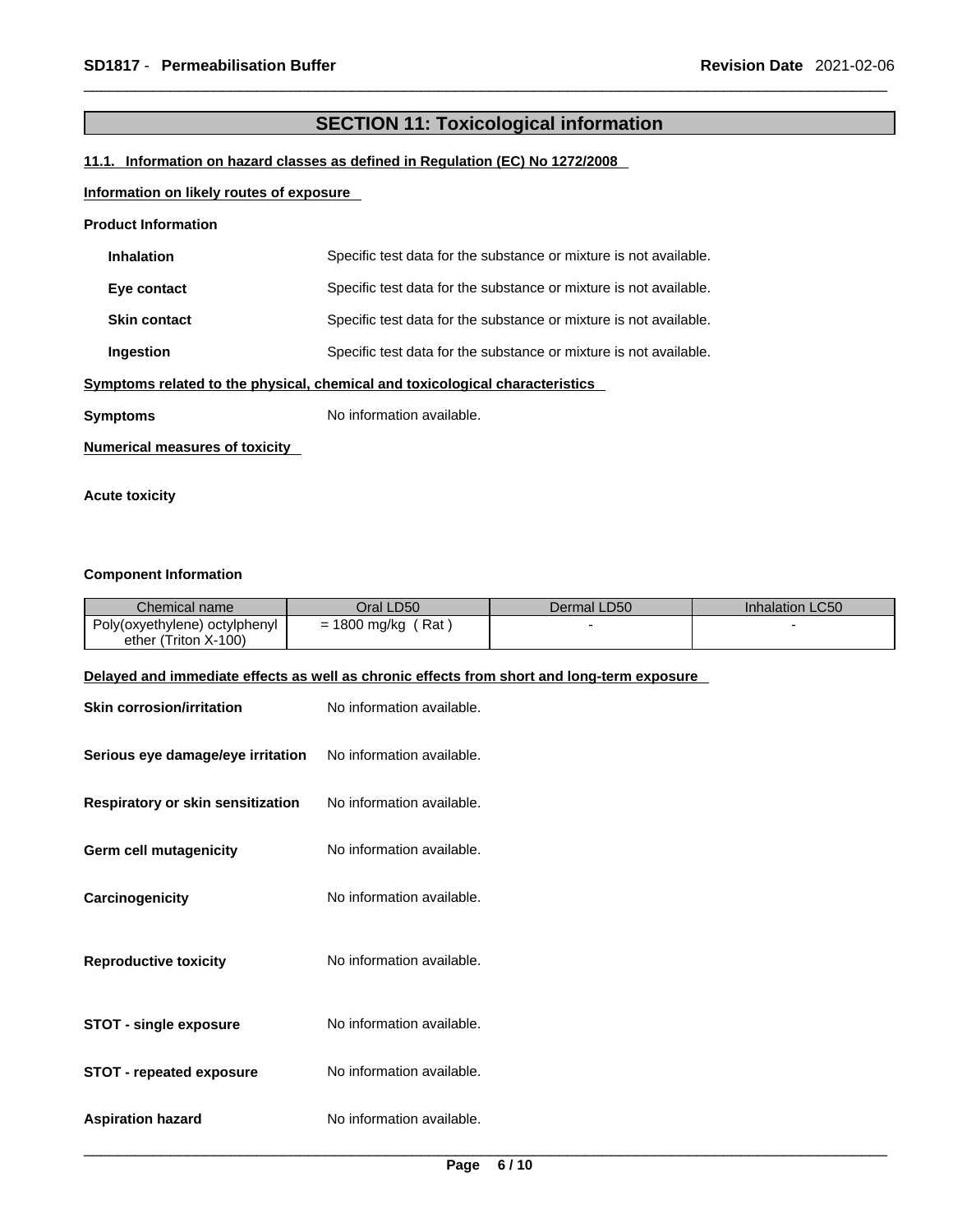## SECTION 11: Toxicological information

### 11.1. Information on hazard classes as defined in Regulation (EC) No 1272/2008

**Information on likely routes of exposure**

**Product Information**

**Inhalation** Specific test data for the substance or mixture is not available.

**Eye contact** Specific test data for the substance or mixture is not available.

**Skin contact** Specific test data for the substance or mixture is not available.

**Ingestion** Specific test data for the substance or mixture is not available.

**Symptoms related to the physical, chemical and toxicological characteristics**

**Symptoms** No information available.

**Numerical measures of toxicity**

**Acute toxicity**

**Component Information**

| Chemical name | Oral LD50 | Dermal LD50 | Inhalation LC50 |
|---|---|---|---|
| Poly(oxyethylene) octylphenyl ether (Triton X-100) | = 1800 mg/kg ( Rat ) | - | - |

**Delayed and immediate effects as well as chronic effects from short and long-term exposure**

**Skin corrosion/irritation** No information available.

**Serious eye damage/eye irritation** No information available.

**Respiratory or skin sensitization** No information available.

**Germ cell mutagenicity** No information available.

**Carcinogenicity** No information available.

**Reproductive toxicity** No information available.

**STOT - single exposure** No information available.

**STOT - repeated exposure** No information available.

**Aspiration hazard** No information available.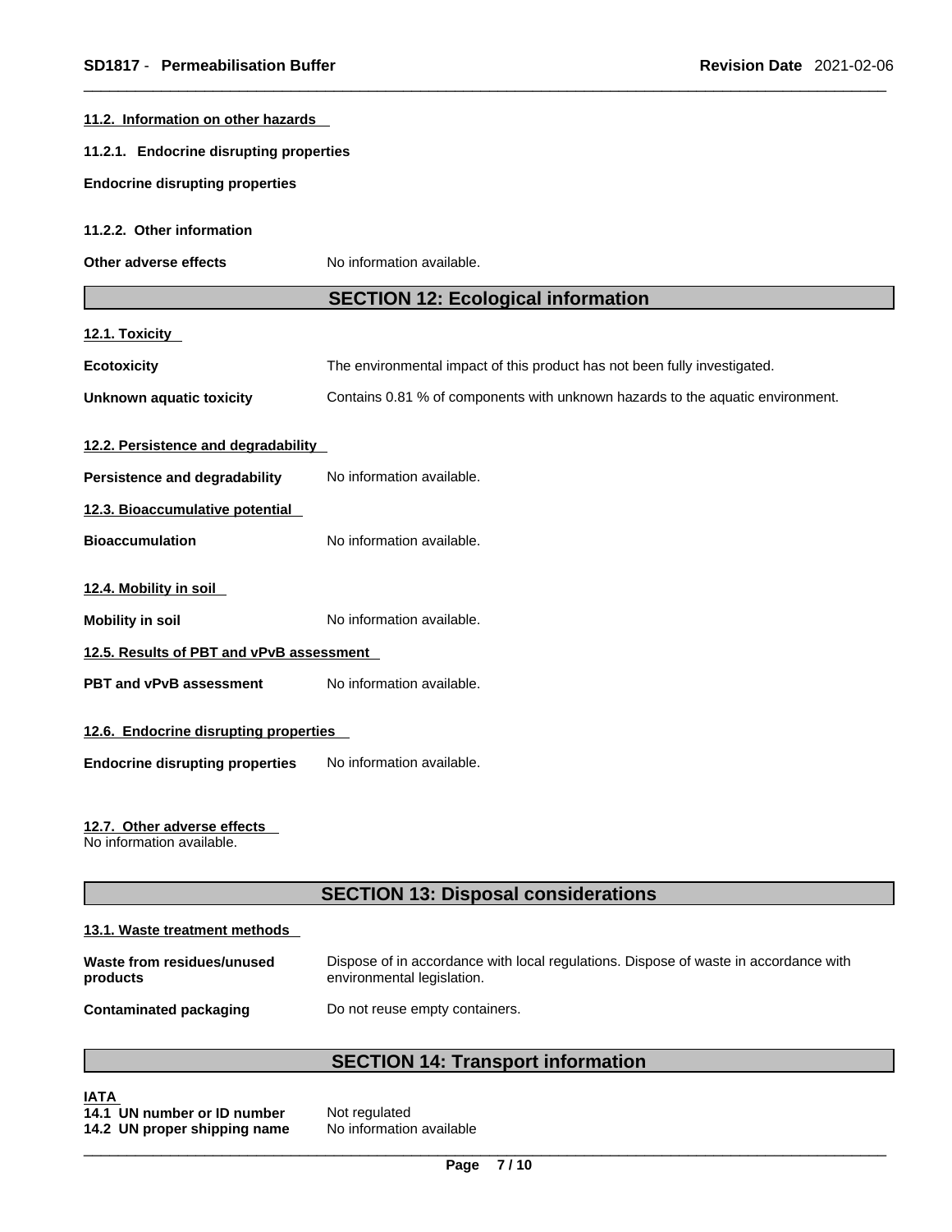**11.2. Information on other hazards**

**11.2.1. Endocrine disrupting properties**

**Endocrine disrupting properties**

**11.2.2. Other information**

**Other adverse effects** No information available.

## SECTION 12: Ecological information

**12.1. Toxicity**

**Ecotoxicity** The environmental impact of this product has not been fully investigated.

**Unknown aquatic toxicity** Contains 0.81 % of components with unknown hazards to the aquatic environment.

**12.2. Persistence and degradability**

**Persistence and degradability** No information available.

**12.3. Bioaccumulative potential**

**Bioaccumulation** No information available.

**12.4. Mobility in soil**

**Mobility in soil** No information available.

**12.5. Results of PBT and vPvB assessment**

**PBT and vPvB assessment** No information available.

**12.6. Endocrine disrupting properties**

**Endocrine disrupting properties** No information available.

**12.7. Other adverse effects**

No information available.

## SECTION 13: Disposal considerations

**13.1. Waste treatment methods**

**Waste from residues/unused products** Dispose of in accordance with local regulations. Dispose of waste in accordance with environmental legislation.

**Contaminated packaging** Do not reuse empty containers.

## SECTION 14: Transport information

**IATA**

**14.1 UN number or ID number** Not regulated

**14.2 UN proper shipping name** No information available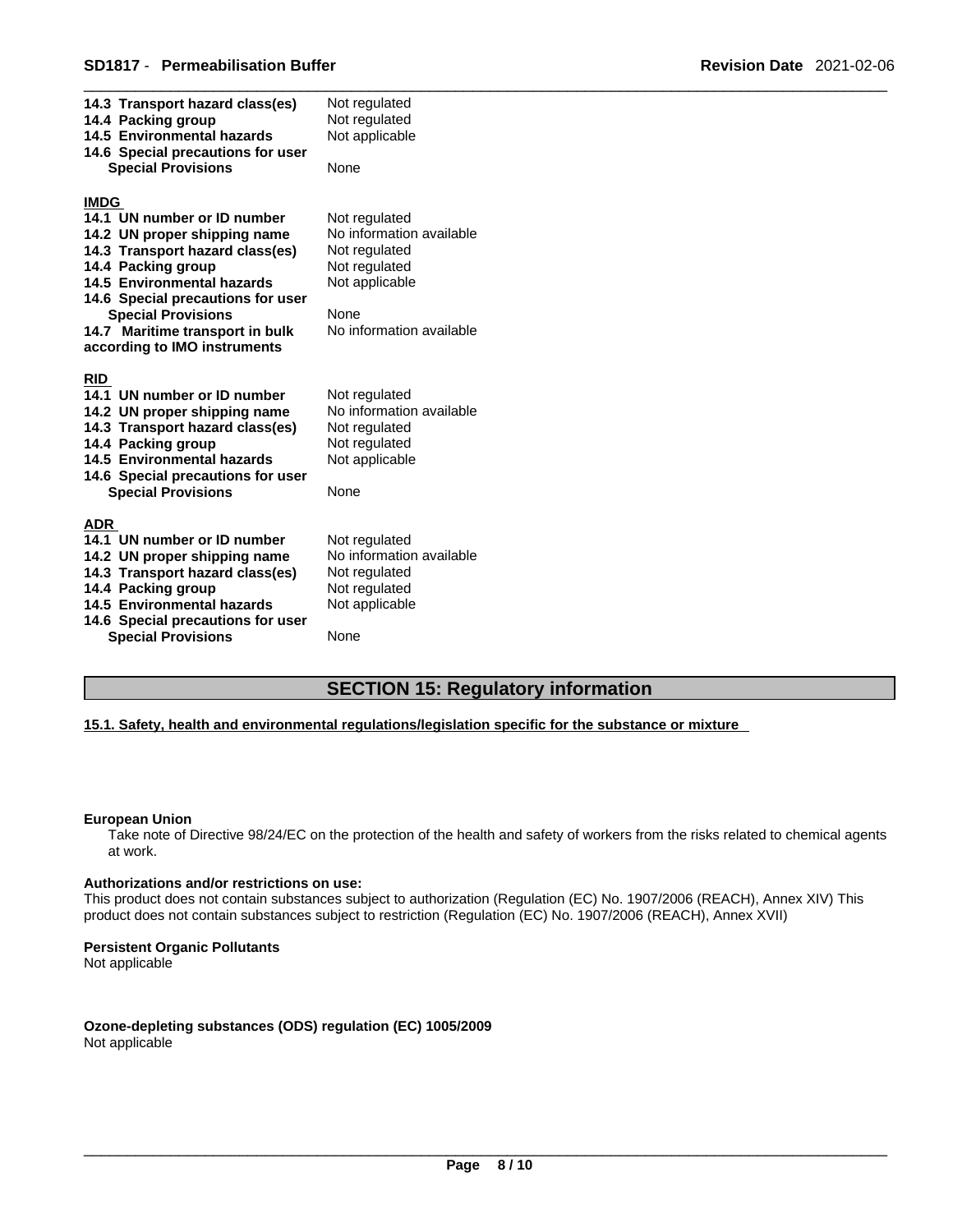| | |
|---|---|
| **14.3 Transport hazard class(es)** | Not regulated |
| **14.4 Packing group** | Not regulated |
| **14.5 Environmental hazards** | Not applicable |
| **14.6 Special precautions for user** | |
| **Special Provisions** | None |

**IMDG**

| | |
|---|---|
| **14.1 UN number or ID number** | Not regulated |
| **14.2 UN proper shipping name** | No information available |
| **14.3 Transport hazard class(es)** | Not regulated |
| **14.4 Packing group** | Not regulated |
| **14.5 Environmental hazards** | Not applicable |
| **14.6 Special precautions for user** | |
| **Special Provisions** | None |
| **14.7 Maritime transport in bulk according to IMO instruments** | No information available |

**RID**

| | |
|---|---|
| **14.1 UN number or ID number** | Not regulated |
| **14.2 UN proper shipping name** | No information available |
| **14.3 Transport hazard class(es)** | Not regulated |
| **14.4 Packing group** | Not regulated |
| **14.5 Environmental hazards** | Not applicable |
| **14.6 Special precautions for user** | |
| **Special Provisions** | None |

**ADR**

| | |
|---|---|
| **14.1 UN number or ID number** | Not regulated |
| **14.2 UN proper shipping name** | No information available |
| **14.3 Transport hazard class(es)** | Not regulated |
| **14.4 Packing group** | Not regulated |
| **14.5 Environmental hazards** | Not applicable |
| **14.6 Special precautions for user** | |
| **Special Provisions** | None |

## SECTION 15: Regulatory information

**15.1. Safety, health and environmental regulations/legislation specific for the substance or mixture**

**European Union**

Take note of Directive 98/24/EC on the protection of the health and safety of workers from the risks related to chemical agents at work.

**Authorizations and/or restrictions on use:**

This product does not contain substances subject to authorization (Regulation (EC) No. 1907/2006 (REACH), Annex XIV) This product does not contain substances subject to restriction (Regulation (EC) No. 1907/2006 (REACH), Annex XVII)

**Persistent Organic Pollutants**

Not applicable

**Ozone-depleting substances (ODS) regulation (EC) 1005/2009**

Not applicable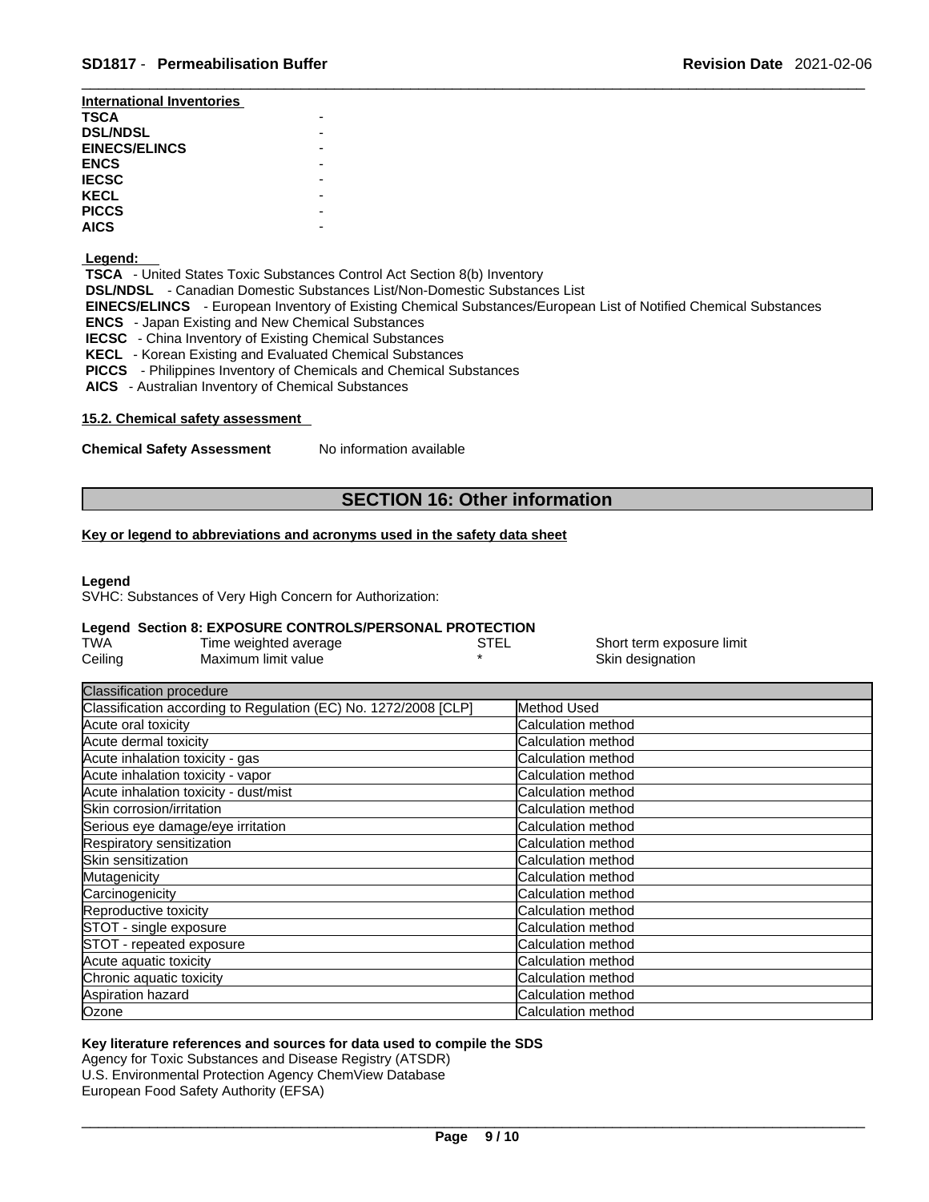**International Inventories**

| | |
|---|---|
| **TSCA** | - |
| **DSL/NDSL** | - |
| **EINECS/ELINCS** | - |
| **ENCS** | - |
| **IECSC** | - |
| **KECL** | - |
| **PICCS** | - |
| **AICS** | - |

**Legend:**

**TSCA** - United States Toxic Substances Control Act Section 8(b) Inventory
**DSL/NDSL** - Canadian Domestic Substances List/Non-Domestic Substances List
**EINECS/ELINCS** - European Inventory of Existing Chemical Substances/European List of Notified Chemical Substances
**ENCS** - Japan Existing and New Chemical Substances
**IECSC** - China Inventory of Existing Chemical Substances
**KECL** - Korean Existing and Evaluated Chemical Substances
**PICCS** - Philippines Inventory of Chemicals and Chemical Substances
**AICS** - Australian Inventory of Chemical Substances

**15.2. Chemical safety assessment**

**Chemical Safety Assessment** No information available

## SECTION 16: Other information

**Key or legend to abbreviations and acronyms used in the safety data sheet**

**Legend**
SVHC: Substances of Very High Concern for Authorization:

**Legend Section 8: EXPOSURE CONTROLS/PERSONAL PROTECTION**

| | | | |
|---|---|---|---|
| TWA | Time weighted average | STEL | Short term exposure limit |
| Ceiling | Maximum limit value | * | Skin designation |

| Classification procedure | |
|---|---|
| Classification according to Regulation (EC) No. 1272/2008 [CLP] | Method Used |
| Acute oral toxicity | Calculation method |
| Acute dermal toxicity | Calculation method |
| Acute inhalation toxicity - gas | Calculation method |
| Acute inhalation toxicity - vapor | Calculation method |
| Acute inhalation toxicity - dust/mist | Calculation method |
| Skin corrosion/irritation | Calculation method |
| Serious eye damage/eye irritation | Calculation method |
| Respiratory sensitization | Calculation method |
| Skin sensitization | Calculation method |
| Mutagenicity | Calculation method |
| Carcinogenicity | Calculation method |
| Reproductive toxicity | Calculation method |
| STOT - single exposure | Calculation method |
| STOT - repeated exposure | Calculation method |
| Acute aquatic toxicity | Calculation method |
| Chronic aquatic toxicity | Calculation method |
| Aspiration hazard | Calculation method |
| Ozone | Calculation method |

**Key literature references and sources for data used to compile the SDS**
Agency for Toxic Substances and Disease Registry (ATSDR)
U.S. Environmental Protection Agency ChemView Database
European Food Safety Authority (EFSA)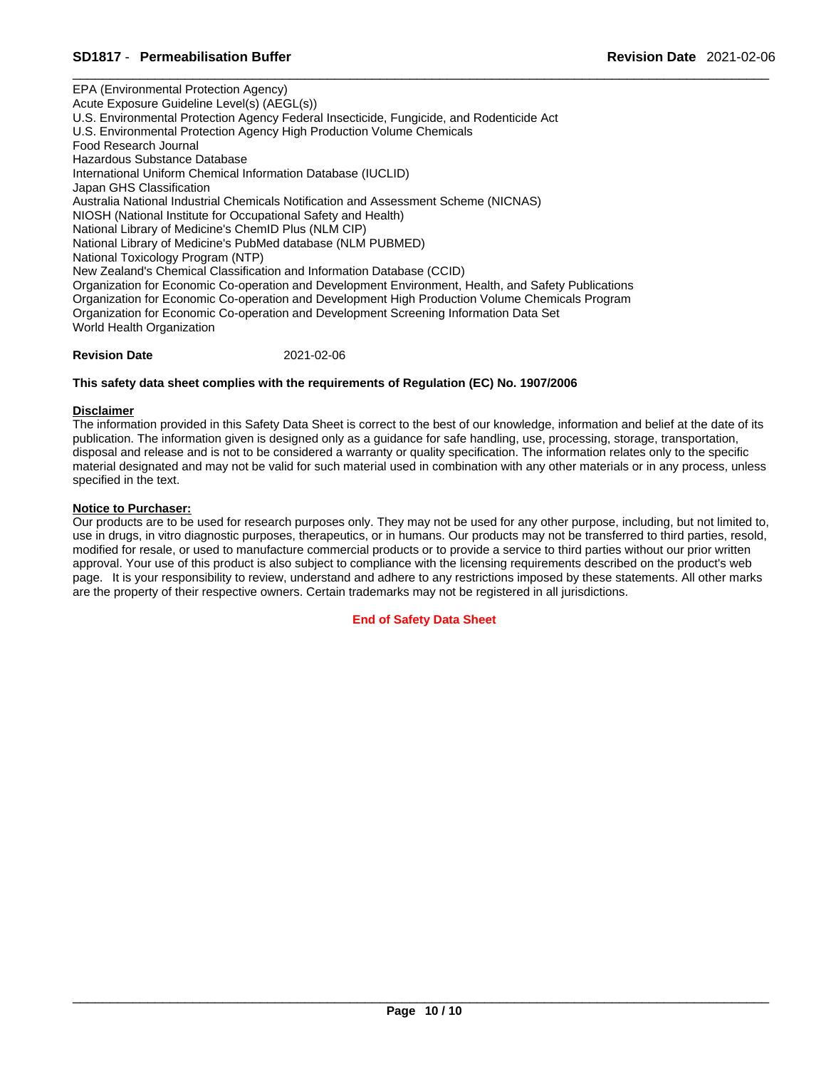EPA (Environmental Protection Agency)
Acute Exposure Guideline Level(s) (AEGL(s))
U.S. Environmental Protection Agency Federal Insecticide, Fungicide, and Rodenticide Act
U.S. Environmental Protection Agency High Production Volume Chemicals
Food Research Journal
Hazardous Substance Database
International Uniform Chemical Information Database (IUCLID)
Japan GHS Classification
Australia National Industrial Chemicals Notification and Assessment Scheme (NICNAS)
NIOSH (National Institute for Occupational Safety and Health)
National Library of Medicine's ChemID Plus (NLM CIP)
National Library of Medicine's PubMed database (NLM PUBMED)
National Toxicology Program (NTP)
New Zealand's Chemical Classification and Information Database (CCID)
Organization for Economic Co-operation and Development Environment, Health, and Safety Publications
Organization for Economic Co-operation and Development High Production Volume Chemicals Program
Organization for Economic Co-operation and Development Screening Information Data Set
World Health Organization

**Revision Date** 2021-02-06

**This safety data sheet complies with the requirements of Regulation (EC) No. 1907/2006**

**Disclaimer**

The information provided in this Safety Data Sheet is correct to the best of our knowledge, information and belief at the date of its publication. The information given is designed only as a guidance for safe handling, use, processing, storage, transportation, disposal and release and is not to be considered a warranty or quality specification. The information relates only to the specific material designated and may not be valid for such material used in combination with any other materials or in any process, unless specified in the text.

**Notice to Purchaser:**

Our products are to be used for research purposes only. They may not be used for any other purpose, including, but not limited to, use in drugs, in vitro diagnostic purposes, therapeutics, or in humans. Our products may not be transferred to third parties, resold, modified for resale, or used to manufacture commercial products or to provide a service to third parties without our prior written approval. Your use of this product is also subject to compliance with the licensing requirements described on the product's web page. It is your responsibility to review, understand and adhere to any restrictions imposed by these statements. All other marks are the property of their respective owners. Certain trademarks may not be registered in all jurisdictions.

**End of Safety Data Sheet**